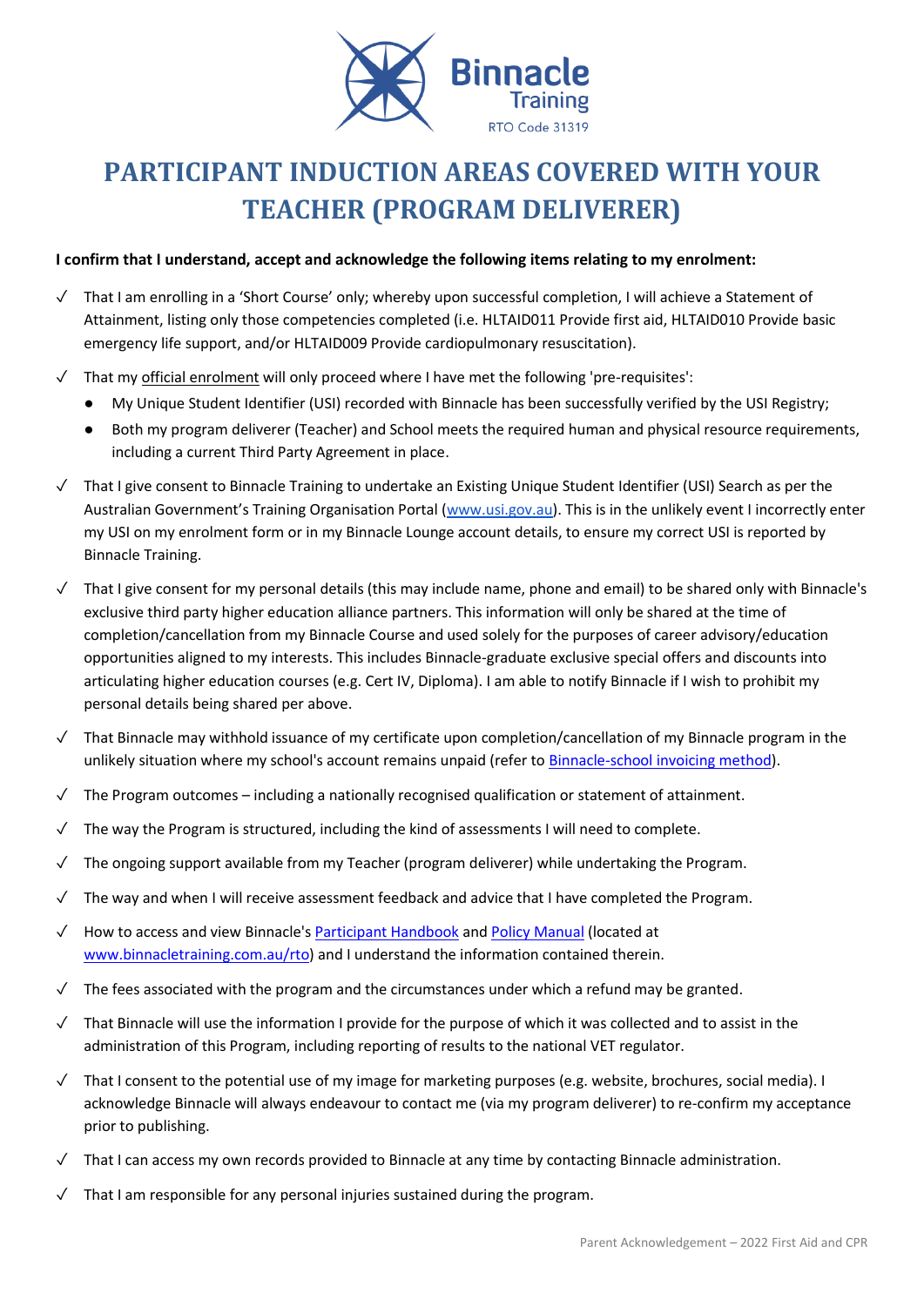Binnacle Training
RTO Code 31319

# PARTICIPANT INDUCTION AREAS COVERED WITH YOUR TEACHER (PROGRAM DELIVERER)

**I confirm that I understand, accept and acknowledge the following items relating to my enrolment:**

✓ That I am enrolling in a 'Short Course' only; whereby upon successful completion, I will achieve a Statement of Attainment, listing only those competencies completed (i.e. HLTAID011 Provide first aid, HLTAID010 Provide basic emergency life support, and/or HLTAID009 Provide cardiopulmonary resuscitation).

✓ That my official enrolment will only proceed where I have met the following 'pre-requisites':
- My Unique Student Identifier (USI) recorded with Binnacle has been successfully verified by the USI Registry;
- Both my program deliverer (Teacher) and School meets the required human and physical resource requirements, including a current Third Party Agreement in place.

✓ That I give consent to Binnacle Training to undertake an Existing Unique Student Identifier (USI) Search as per the Australian Government's Training Organisation Portal (www.usi.gov.au). This is in the unlikely event I incorrectly enter my USI on my enrolment form or in my Binnacle Lounge account details, to ensure my correct USI is reported by Binnacle Training.

✓ That I give consent for my personal details (this may include name, phone and email) to be shared only with Binnacle's exclusive third party higher education alliance partners. This information will only be shared at the time of completion/cancellation from my Binnacle Course and used solely for the purposes of career advisory/education opportunities aligned to my interests. This includes Binnacle-graduate exclusive special offers and discounts into articulating higher education courses (e.g. Cert IV, Diploma). I am able to notify Binnacle if I wish to prohibit my personal details being shared per above.

✓ That Binnacle may withhold issuance of my certificate upon completion/cancellation of my Binnacle program in the unlikely situation where my school's account remains unpaid (refer to Binnacle-school invoicing method).

✓ The Program outcomes – including a nationally recognised qualification or statement of attainment.

✓ The way the Program is structured, including the kind of assessments I will need to complete.

✓ The ongoing support available from my Teacher (program deliverer) while undertaking the Program.

✓ The way and when I will receive assessment feedback and advice that I have completed the Program.

✓ How to access and view Binnacle's Participant Handbook and Policy Manual (located at www.binnacletraining.com.au/rto) and I understand the information contained therein.

✓ The fees associated with the program and the circumstances under which a refund may be granted.

✓ That Binnacle will use the information I provide for the purpose of which it was collected and to assist in the administration of this Program, including reporting of results to the national VET regulator.

✓ That I consent to the potential use of my image for marketing purposes (e.g. website, brochures, social media). I acknowledge Binnacle will always endeavour to contact me (via my program deliverer) to re-confirm my acceptance prior to publishing.

✓ That I can access my own records provided to Binnacle at any time by contacting Binnacle administration.

✓ That I am responsible for any personal injuries sustained during the program.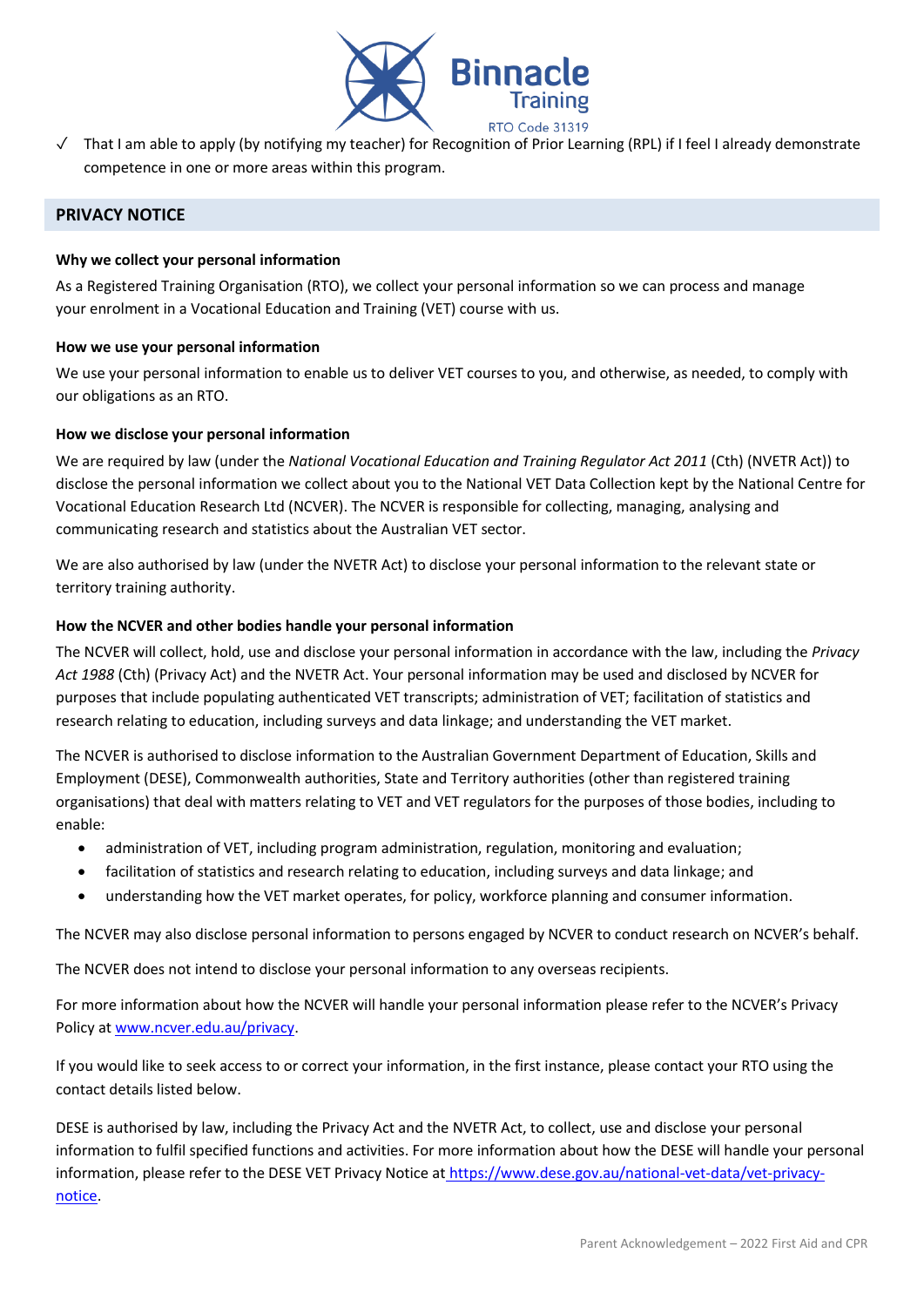✓ That I am able to apply (by notifying my teacher) for Recognition of Prior Learning (RPL) if I feel I already demonstrate competence in one or more areas within this program.

## PRIVACY NOTICE

**Why we collect your personal information**

As a Registered Training Organisation (RTO), we collect your personal information so we can process and manage your enrolment in a Vocational Education and Training (VET) course with us.

**How we use your personal information**

We use your personal information to enable us to deliver VET courses to you, and otherwise, as needed, to comply with our obligations as an RTO.

**How we disclose your personal information**

We are required by law (under the *National Vocational Education and Training Regulator Act 2011* (Cth) (NVETR Act)) to disclose the personal information we collect about you to the National VET Data Collection kept by the National Centre for Vocational Education Research Ltd (NCVER). The NCVER is responsible for collecting, managing, analysing and communicating research and statistics about the Australian VET sector.

We are also authorised by law (under the NVETR Act) to disclose your personal information to the relevant state or territory training authority.

**How the NCVER and other bodies handle your personal information**

The NCVER will collect, hold, use and disclose your personal information in accordance with the law, including the *Privacy Act 1988* (Cth) (Privacy Act) and the NVETR Act. Your personal information may be used and disclosed by NCVER for purposes that include populating authenticated VET transcripts; administration of VET; facilitation of statistics and research relating to education, including surveys and data linkage; and understanding the VET market.

The NCVER is authorised to disclose information to the Australian Government Department of Education, Skills and Employment (DESE), Commonwealth authorities, State and Territory authorities (other than registered training organisations) that deal with matters relating to VET and VET regulators for the purposes of those bodies, including to enable:

- administration of VET, including program administration, regulation, monitoring and evaluation;
- facilitation of statistics and research relating to education, including surveys and data linkage; and
- understanding how the VET market operates, for policy, workforce planning and consumer information.

The NCVER may also disclose personal information to persons engaged by NCVER to conduct research on NCVER's behalf.

The NCVER does not intend to disclose your personal information to any overseas recipients.

For more information about how the NCVER will handle your personal information please refer to the NCVER's Privacy Policy at [www.ncver.edu.au/privacy](http://www.ncver.edu.au/privacy).

If you would like to seek access to or correct your information, in the first instance, please contact your RTO using the contact details listed below.

DESE is authorised by law, including the Privacy Act and the NVETR Act, to collect, use and disclose your personal information to fulfil specified functions and activities. For more information about how the DESE will handle your personal information, please refer to the DESE VET Privacy Notice at [https://www.dese.gov.au/national-vet-data/vet-privacy-notice](https://www.dese.gov.au/national-vet-data/vet-privacy-notice).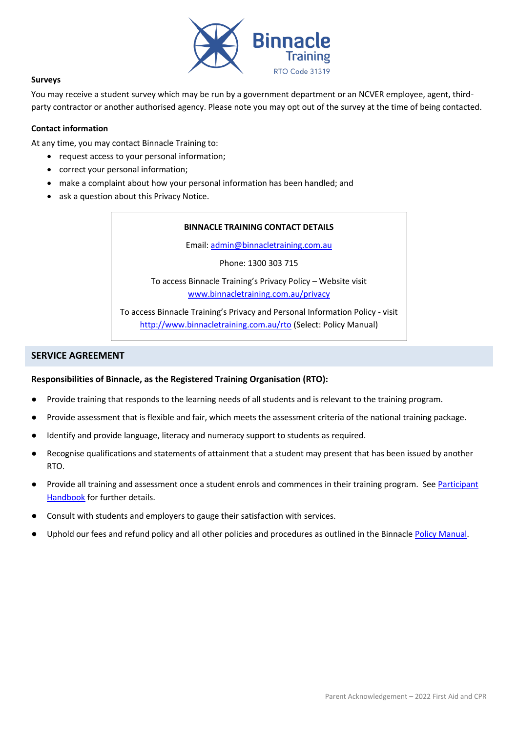#### Surveys

You may receive a student survey which may be run by a government department or an NCVER employee, agent, third-party contractor or another authorised agency. Please note you may opt out of the survey at the time of being contacted.

#### Contact information

At any time, you may contact Binnacle Training to:

- request access to your personal information;
- correct your personal information;
- make a complaint about how your personal information has been handled; and
- ask a question about this Privacy Notice.

**BINNACLE TRAINING CONTACT DETAILS**

Email: admin@binnacletraining.com.au

Phone: 1300 303 715

To access Binnacle Training's Privacy Policy – Website visit www.binnacletraining.com.au/privacy

To access Binnacle Training's Privacy and Personal Information Policy - visit http://www.binnacletraining.com.au/rto (Select: Policy Manual)

## SERVICE AGREEMENT

**Responsibilities of Binnacle, as the Registered Training Organisation (RTO):**

- Provide training that responds to the learning needs of all students and is relevant to the training program.
- Provide assessment that is flexible and fair, which meets the assessment criteria of the national training package.
- Identify and provide language, literacy and numeracy support to students as required.
- Recognise qualifications and statements of attainment that a student may present that has been issued by another RTO.
- Provide all training and assessment once a student enrols and commences in their training program. See Participant Handbook for further details.
- Consult with students and employers to gauge their satisfaction with services.
- Uphold our fees and refund policy and all other policies and procedures as outlined in the Binnacle Policy Manual.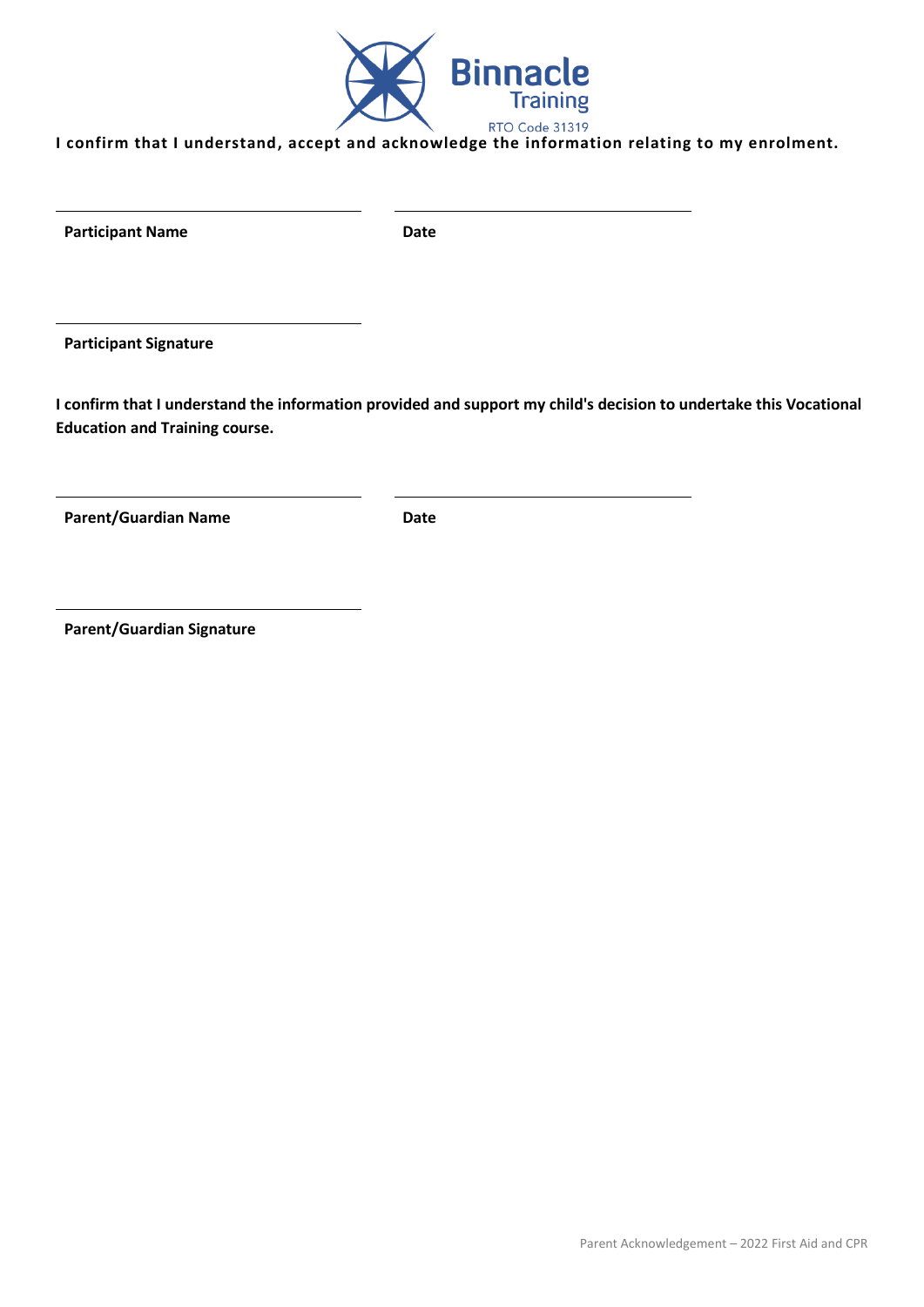Binnacle Training

RTO Code 31319

**I confirm that I understand, accept and acknowledge the information relating to my enrolment.**

**Participant Name** **Date**

**Participant Signature**

**I confirm that I understand the information provided and support my child's decision to undertake this Vocational Education and Training course.**

**Parent/Guardian Name** **Date**

**Parent/Guardian Signature**